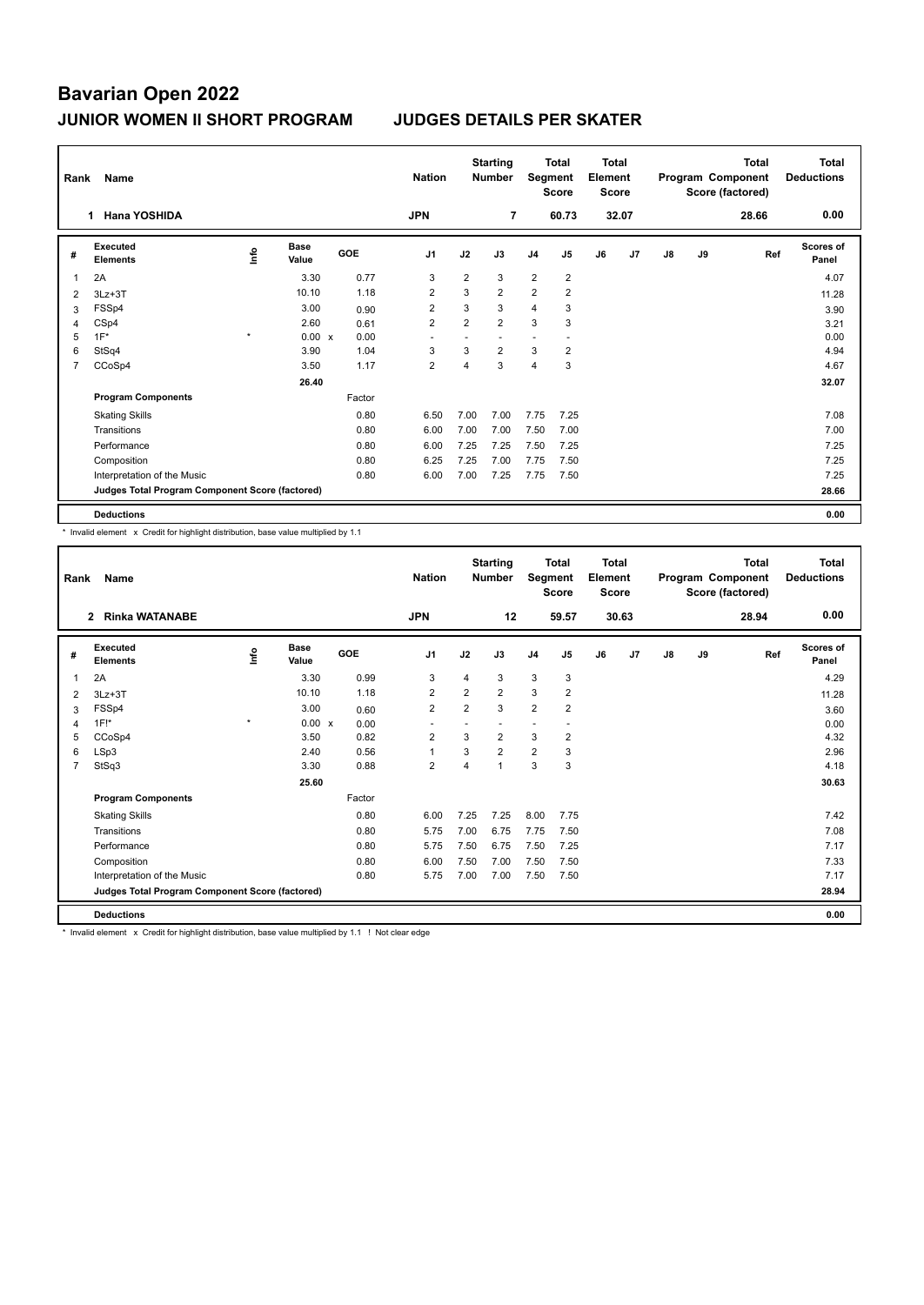# Bavarian Open 2022

## JUNIOR WOMEN II SHORT PROGRAM JUDGES DETAILS PER SKATER

| Rank | Name | Nation | Starting Number | Total Segment Score | Total Element Score | Total Program Component Score (factored) | Total Deductions |
|---|---|---|---|---|---|---|---|
| 1 | Hana YOSHIDA | JPN | 7 | 60.73 | 32.07 | 28.66 | 0.00 |

| # | Executed Elements | Info | Base Value | | GOE | J1 | J2 | J3 | J4 | J5 | J6 | J7 | J8 | J9 | Ref | Scores of Panel |
|---|---|---|---|---|---|---|---|---|---|---|---|---|---|---|---|---|
| 1 | 2A | | 3.30 | | 0.77 | 3 | 2 | 3 | 2 | 2 | | | | | | 4.07 |
| 2 | 3Lz+3T | | 10.10 | | 1.18 | 2 | 3 | 2 | 2 | 2 | | | | | | 11.28 |
| 3 | FSSp4 | | 3.00 | | 0.90 | 2 | 3 | 3 | 4 | 3 | | | | | | 3.90 |
| 4 | CSp4 | | 2.60 | | 0.61 | 2 | 2 | 2 | 3 | 3 | | | | | | 3.21 |
| 5 | 1F* | * | 0.00 | x | 0.00 | - | - | - | - | - | | | | | | 0.00 |
| 6 | StSq4 | | 3.90 | | 1.04 | 3 | 3 | 2 | 3 | 2 | | | | | | 4.94 |
| 7 | CCoSp4 | | 3.50 | | 1.17 | 2 | 4 | 3 | 4 | 3 | | | | | | 4.67 |
| | | | 26.40 | | | | | | | | | | | | | 32.07 |
| | **Program Components** | | | | Factor | | | | | | | | | | | |
| | Skating Skills | | | | 0.80 | 6.50 | 7.00 | 7.00 | 7.75 | 7.25 | | | | | | 7.08 |
| | Transitions | | | | 0.80 | 6.00 | 7.00 | 7.00 | 7.50 | 7.00 | | | | | | 7.00 |
| | Performance | | | | 0.80 | 6.00 | 7.25 | 7.25 | 7.50 | 7.25 | | | | | | 7.25 |
| | Composition | | | | 0.80 | 6.25 | 7.25 | 7.00 | 7.75 | 7.50 | | | | | | 7.25 |
| | Interpretation of the Music | | | | 0.80 | 6.00 | 7.00 | 7.25 | 7.75 | 7.50 | | | | | | 7.25 |
| | **Judges Total Program Component Score (factored)** | | | | | | | | | | | | | | | 28.66 |
| | **Deductions** | | | | | | | | | | | | | | | 0.00 |

\* Invalid element x Credit for highlight distribution, base value multiplied by 1.1

| Rank | Name | Nation | Starting Number | Total Segment Score | Total Element Score | Total Program Component Score (factored) | Total Deductions |
|---|---|---|---|---|---|---|---|
| 2 | Rinka WATANABE | JPN | 12 | 59.57 | 30.63 | 28.94 | 0.00 |

| # | Executed Elements | Info | Base Value | | GOE | J1 | J2 | J3 | J4 | J5 | J6 | J7 | J8 | J9 | Ref | Scores of Panel |
|---|---|---|---|---|---|---|---|---|---|---|---|---|---|---|---|---|
| 1 | 2A | | 3.30 | | 0.99 | 3 | 4 | 3 | 3 | 3 | | | | | | 4.29 |
| 2 | 3Lz+3T | | 10.10 | | 1.18 | 2 | 2 | 2 | 3 | 2 | | | | | | 11.28 |
| 3 | FSSp4 | | 3.00 | | 0.60 | 2 | 2 | 3 | 2 | 2 | | | | | | 3.60 |
| 4 | 1F!* | * | 0.00 | x | 0.00 | - | - | - | - | - | | | | | | 0.00 |
| 5 | CCoSp4 | | 3.50 | | 0.82 | 2 | 3 | 2 | 3 | 2 | | | | | | 4.32 |
| 6 | LSp3 | | 2.40 | | 0.56 | 1 | 3 | 2 | 2 | 3 | | | | | | 2.96 |
| 7 | StSq3 | | 3.30 | | 0.88 | 2 | 4 | 1 | 3 | 3 | | | | | | 4.18 |
| | | | 25.60 | | | | | | | | | | | | | 30.63 |
| | **Program Components** | | | | Factor | | | | | | | | | | | |
| | Skating Skills | | | | 0.80 | 6.00 | 7.25 | 7.25 | 8.00 | 7.75 | | | | | | 7.42 |
| | Transitions | | | | 0.80 | 5.75 | 7.00 | 6.75 | 7.75 | 7.50 | | | | | | 7.08 |
| | Performance | | | | 0.80 | 5.75 | 7.50 | 6.75 | 7.50 | 7.25 | | | | | | 7.17 |
| | Composition | | | | 0.80 | 6.00 | 7.50 | 7.00 | 7.50 | 7.50 | | | | | | 7.33 |
| | Interpretation of the Music | | | | 0.80 | 5.75 | 7.00 | 7.00 | 7.50 | 7.50 | | | | | | 7.17 |
| | **Judges Total Program Component Score (factored)** | | | | | | | | | | | | | | | 28.94 |
| | **Deductions** | | | | | | | | | | | | | | | 0.00 |

\* Invalid element x Credit for highlight distribution, base value multiplied by 1.1 ! Not clear edge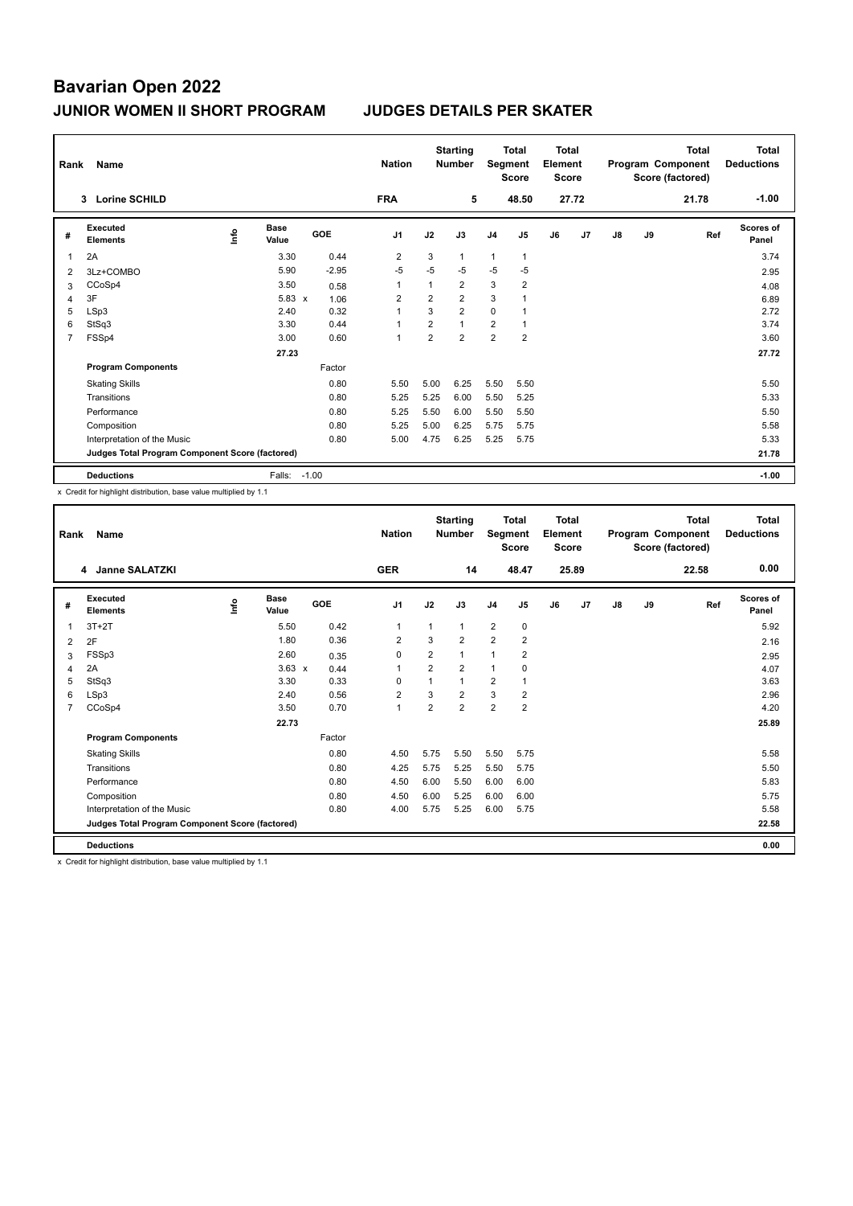# Bavarian Open 2022

## JUNIOR WOMEN II SHORT PROGRAM　　JUDGES DETAILS PER SKATER

| Rank | Name | Nation | Starting Number | Total Segment Score | Total Element Score | Total Program Component Score (factored) | Total Deductions |
|---|---|---|---|---|---|---|---|
| 3 | Lorine SCHILD | FRA | 5 | 48.50 | 27.72 | 21.78 | -1.00 |

| # | Executed Elements | Info | Base Value | GOE | J1 | J2 | J3 | J4 | J5 | J6 | J7 | J8 | J9 | Ref | Scores of Panel |
|---|---|---|---|---|---|---|---|---|---|---|---|---|---|---|---|
| 1 | 2A | | 3.30 | 0.44 | 2 | 3 | 1 | 1 | 1 | | | | | | 3.74 |
| 2 | 3Lz+COMBO | | 5.90 | -2.95 | -5 | -5 | -5 | -5 | -5 | | | | | | 2.95 |
| 3 | CCoSp4 | | 3.50 | 0.58 | 1 | 1 | 2 | 3 | 2 | | | | | | 4.08 |
| 4 | 3F | | 5.83 x | 1.06 | 2 | 2 | 2 | 3 | 1 | | | | | | 6.89 |
| 5 | LSp3 | | 2.40 | 0.32 | 1 | 3 | 2 | 0 | 1 | | | | | | 2.72 |
| 6 | StSq3 | | 3.30 | 0.44 | 1 | 2 | 1 | 2 | 1 | | | | | | 3.74 |
| 7 | FSSp4 | | 3.00 | 0.60 | 1 | 2 | 2 | 2 | 2 | | | | | | 3.60 |
| | | | 27.23 | | | | | | | | | | | | 27.72 |
| | **Program Components** | | | Factor | | | | | | | | | | | |
| | Skating Skills | | | 0.80 | 5.50 | 5.00 | 6.25 | 5.50 | 5.50 | | | | | | 5.50 |
| | Transitions | | | 0.80 | 5.25 | 5.25 | 6.00 | 5.50 | 5.25 | | | | | | 5.33 |
| | Performance | | | 0.80 | 5.25 | 5.50 | 6.00 | 5.50 | 5.50 | | | | | | 5.50 |
| | Composition | | | 0.80 | 5.25 | 5.00 | 6.25 | 5.75 | 5.75 | | | | | | 5.58 |
| | Interpretation of the Music | | | 0.80 | 5.00 | 4.75 | 6.25 | 5.25 | 5.75 | | | | | | 5.33 |
| | **Judges Total Program Component Score (factored)** | | | | | | | | | | | | | | 21.78 |
| | **Deductions** | | Falls: | -1.00 | | | | | | | | | | | -1.00 |

x Credit for highlight distribution, base value multiplied by 1.1

| Rank | Name | Nation | Starting Number | Total Segment Score | Total Element Score | Total Program Component Score (factored) | Total Deductions |
|---|---|---|---|---|---|---|---|
| 4 | Janne SALATZKI | GER | 14 | 48.47 | 25.89 | 22.58 | 0.00 |

| # | Executed Elements | Info | Base Value | GOE | J1 | J2 | J3 | J4 | J5 | J6 | J7 | J8 | J9 | Ref | Scores of Panel |
|---|---|---|---|---|---|---|---|---|---|---|---|---|---|---|---|
| 1 | 3T+2T | | 5.50 | 0.42 | 1 | 1 | 1 | 2 | 0 | | | | | | 5.92 |
| 2 | 2F | | 1.80 | 0.36 | 2 | 3 | 2 | 2 | 2 | | | | | | 2.16 |
| 3 | FSSp3 | | 2.60 | 0.35 | 0 | 2 | 1 | 1 | 2 | | | | | | 2.95 |
| 4 | 2A | | 3.63 x | 0.44 | 1 | 2 | 2 | 1 | 0 | | | | | | 4.07 |
| 5 | StSq3 | | 3.30 | 0.33 | 0 | 1 | 1 | 2 | 1 | | | | | | 3.63 |
| 6 | LSp3 | | 2.40 | 0.56 | 2 | 3 | 2 | 3 | 2 | | | | | | 2.96 |
| 7 | CCoSp4 | | 3.50 | 0.70 | 1 | 2 | 2 | 2 | 2 | | | | | | 4.20 |
| | | | 22.73 | | | | | | | | | | | | 25.89 |
| | **Program Components** | | | Factor | | | | | | | | | | | |
| | Skating Skills | | | 0.80 | 4.50 | 5.75 | 5.50 | 5.50 | 5.75 | | | | | | 5.58 |
| | Transitions | | | 0.80 | 4.25 | 5.75 | 5.25 | 5.50 | 5.75 | | | | | | 5.50 |
| | Performance | | | 0.80 | 4.50 | 6.00 | 5.50 | 6.00 | 6.00 | | | | | | 5.83 |
| | Composition | | | 0.80 | 4.50 | 6.00 | 5.25 | 6.00 | 6.00 | | | | | | 5.75 |
| | Interpretation of the Music | | | 0.80 | 4.00 | 5.75 | 5.25 | 6.00 | 5.75 | | | | | | 5.58 |
| | **Judges Total Program Component Score (factored)** | | | | | | | | | | | | | | 22.58 |
| | **Deductions** | | | | | | | | | | | | | | 0.00 |

x Credit for highlight distribution, base value multiplied by 1.1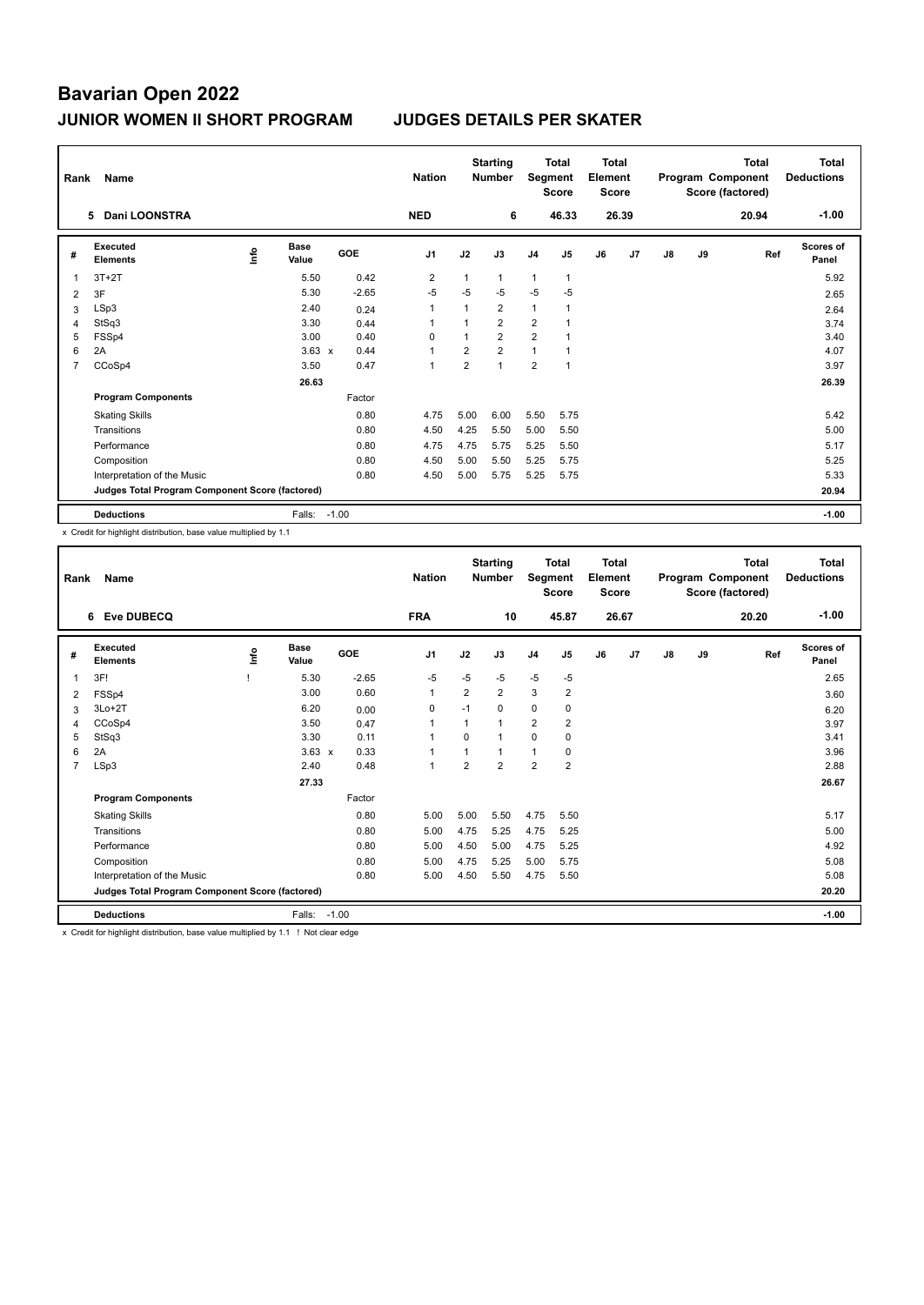# Bavarian Open 2022

## JUNIOR WOMEN II SHORT PROGRAM    JUDGES DETAILS PER SKATER

| Rank | Name | Nation | Starting Number | Total Segment Score | Total Element Score | Total Program Component Score (factored) | Total Deductions |
|---|---|---|---|---|---|---|---|
| 5 | Dani LOONSTRA | NED | 6 | 46.33 | 26.39 | 20.94 | -1.00 |

| # | Executed Elements | Info | Base Value | | GOE | J1 | J2 | J3 | J4 | J5 | J6 | J7 | J8 | J9 | Ref | Scores of Panel |
|---|---|---|---|---|---|---|---|---|---|---|---|---|---|---|---|---|
| 1 | 3T+2T | | 5.50 | | 0.42 | 2 | 1 | 1 | 1 | 1 | | | | | | 5.92 |
| 2 | 3F | | 5.30 | | -2.65 | -5 | -5 | -5 | -5 | -5 | | | | | | 2.65 |
| 3 | LSp3 | | 2.40 | | 0.24 | 1 | 1 | 2 | 1 | 1 | | | | | | 2.64 |
| 4 | StSq3 | | 3.30 | | 0.44 | 1 | 1 | 2 | 2 | 1 | | | | | | 3.74 |
| 5 | FSSp4 | | 3.00 | | 0.40 | 0 | 1 | 2 | 2 | 1 | | | | | | 3.40 |
| 6 | 2A | | 3.63 | x | 0.44 | 1 | 2 | 2 | 1 | 1 | | | | | | 4.07 |
| 7 | CCoSp4 | | 3.50 | | 0.47 | 1 | 2 | 1 | 2 | 1 | | | | | | 3.97 |
| | | | 26.63 | | | | | | | | | | | | | 26.39 |
| | **Program Components** | | | | Factor | | | | | | | | | | | |
| | Skating Skills | | | | 0.80 | 4.75 | 5.00 | 6.00 | 5.50 | 5.75 | | | | | | 5.42 |
| | Transitions | | | | 0.80 | 4.50 | 4.25 | 5.50 | 5.00 | 5.50 | | | | | | 5.00 |
| | Performance | | | | 0.80 | 4.75 | 4.75 | 5.75 | 5.25 | 5.50 | | | | | | 5.17 |
| | Composition | | | | 0.80 | 4.50 | 5.00 | 5.50 | 5.25 | 5.75 | | | | | | 5.25 |
| | Interpretation of the Music | | | | 0.80 | 4.50 | 5.00 | 5.75 | 5.25 | 5.75 | | | | | | 5.33 |
| | **Judges Total Program Component Score (factored)** | | | | | | | | | | | | | | | 20.94 |
| | **Deductions** | | Falls: | | -1.00 | | | | | | | | | | | -1.00 |

x Credit for highlight distribution, base value multiplied by 1.1

| Rank | Name | Nation | Starting Number | Total Segment Score | Total Element Score | Total Program Component Score (factored) | Total Deductions |
|---|---|---|---|---|---|---|---|
| 6 | Eve DUBECQ | FRA | 10 | 45.87 | 26.67 | 20.20 | -1.00 |

| # | Executed Elements | Info | Base Value | | GOE | J1 | J2 | J3 | J4 | J5 | J6 | J7 | J8 | J9 | Ref | Scores of Panel |
|---|---|---|---|---|---|---|---|---|---|---|---|---|---|---|---|---|
| 1 | 3F! | ! | 5.30 | | -2.65 | -5 | -5 | -5 | -5 | -5 | | | | | | 2.65 |
| 2 | FSSp4 | | 3.00 | | 0.60 | 1 | 2 | 2 | 3 | 2 | | | | | | 3.60 |
| 3 | 3Lo+2T | | 6.20 | | 0.00 | 0 | -1 | 0 | 0 | 0 | | | | | | 6.20 |
| 4 | CCoSp4 | | 3.50 | | 0.47 | 1 | 1 | 1 | 2 | 2 | | | | | | 3.97 |
| 5 | StSq3 | | 3.30 | | 0.11 | 1 | 0 | 1 | 0 | 0 | | | | | | 3.41 |
| 6 | 2A | | 3.63 | x | 0.33 | 1 | 1 | 1 | 1 | 0 | | | | | | 3.96 |
| 7 | LSp3 | | 2.40 | | 0.48 | 1 | 2 | 2 | 2 | 2 | | | | | | 2.88 |
| | | | 27.33 | | | | | | | | | | | | | 26.67 |
| | **Program Components** | | | | Factor | | | | | | | | | | | |
| | Skating Skills | | | | 0.80 | 5.00 | 5.00 | 5.50 | 4.75 | 5.50 | | | | | | 5.17 |
| | Transitions | | | | 0.80 | 5.00 | 4.75 | 5.25 | 4.75 | 5.25 | | | | | | 5.00 |
| | Performance | | | | 0.80 | 5.00 | 4.50 | 5.00 | 4.75 | 5.25 | | | | | | 4.92 |
| | Composition | | | | 0.80 | 5.00 | 4.75 | 5.25 | 5.00 | 5.75 | | | | | | 5.08 |
| | Interpretation of the Music | | | | 0.80 | 5.00 | 4.50 | 5.50 | 4.75 | 5.50 | | | | | | 5.08 |
| | **Judges Total Program Component Score (factored)** | | | | | | | | | | | | | | | 20.20 |
| | **Deductions** | | Falls: | | -1.00 | | | | | | | | | | | -1.00 |

x Credit for highlight distribution, base value multiplied by 1.1 ! Not clear edge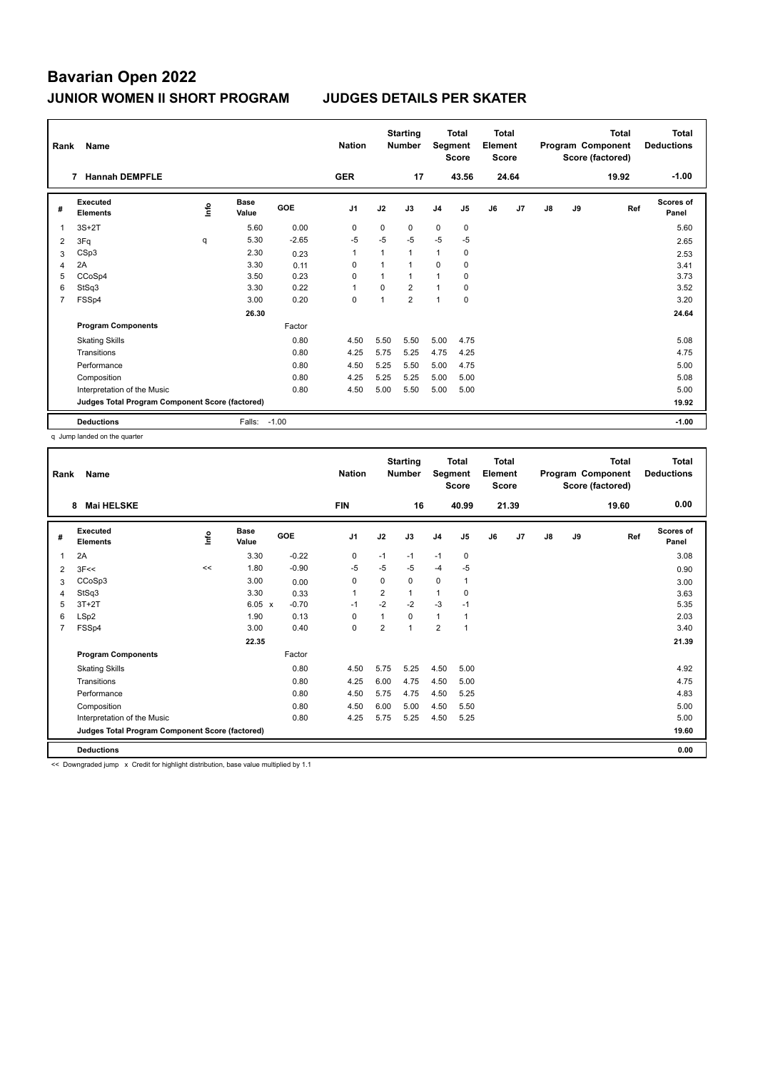# Bavarian Open 2022

## JUNIOR WOMEN II SHORT PROGRAM — JUDGES DETAILS PER SKATER

| Rank | Name | Nation | Starting Number | Total Segment Score | Total Element Score | Total Program Component Score (factored) | Total Deductions |
|---|---|---|---|---|---|---|---|
| 7 | Hannah DEMPFLE | GER | 17 | 43.56 | 24.64 | 19.92 | -1.00 |

| # | Executed Elements | Info | Base Value | GOE | J1 | J2 | J3 | J4 | J5 | J6 | J7 | J8 | J9 | Ref | Scores of Panel |
|---|---|---|---|---|---|---|---|---|---|---|---|---|---|---|---|
| 1 | 3S+2T | | 5.60 | 0.00 | 0 | 0 | 0 | 0 | 0 | | | | | | 5.60 |
| 2 | 3Fq | q | 5.30 | -2.65 | -5 | -5 | -5 | -5 | -5 | | | | | | 2.65 |
| 3 | CSp3 | | 2.30 | 0.23 | 1 | 1 | 1 | 1 | 0 | | | | | | 2.53 |
| 4 | 2A | | 3.30 | 0.11 | 0 | 1 | 1 | 0 | 0 | | | | | | 3.41 |
| 5 | CCoSp4 | | 3.50 | 0.23 | 0 | 1 | 1 | 1 | 0 | | | | | | 3.73 |
| 6 | StSq3 | | 3.30 | 0.22 | 1 | 0 | 2 | 1 | 0 | | | | | | 3.52 |
| 7 | FSSp4 | | 3.00 | 0.20 | 0 | 1 | 2 | 1 | 0 | | | | | | 3.20 |
| | | | 26.30 | | | | | | | | | | | | 24.64 |
| | **Program Components** | | | Factor | | | | | | | | | | | |
| | Skating Skills | | | 0.80 | 4.50 | 5.50 | 5.50 | 5.00 | 4.75 | | | | | | 5.08 |
| | Transitions | | | 0.80 | 4.25 | 5.75 | 5.25 | 4.75 | 4.25 | | | | | | 4.75 |
| | Performance | | | 0.80 | 4.50 | 5.25 | 5.50 | 5.00 | 4.75 | | | | | | 5.00 |
| | Composition | | | 0.80 | 4.25 | 5.25 | 5.25 | 5.00 | 5.00 | | | | | | 5.08 |
| | Interpretation of the Music | | | 0.80 | 4.50 | 5.00 | 5.50 | 5.00 | 5.00 | | | | | | 5.00 |
| | **Judges Total Program Component Score (factored)** | | | | | | | | | | | | | | 19.92 |
| | **Deductions** | | Falls: | -1.00 | | | | | | | | | | | -1.00 |

q Jump landed on the quarter

| Rank | Name | Nation | Starting Number | Total Segment Score | Total Element Score | Total Program Component Score (factored) | Total Deductions |
|---|---|---|---|---|---|---|---|
| 8 | Mai HELSKE | FIN | 16 | 40.99 | 21.39 | 19.60 | 0.00 |

| # | Executed Elements | Info | Base Value | GOE | J1 | J2 | J3 | J4 | J5 | J6 | J7 | J8 | J9 | Ref | Scores of Panel |
|---|---|---|---|---|---|---|---|---|---|---|---|---|---|---|---|
| 1 | 2A | | 3.30 | -0.22 | 0 | -1 | -1 | -1 | 0 | | | | | | 3.08 |
| 2 | 3F<< | << | 1.80 | -0.90 | -5 | -5 | -5 | -4 | -5 | | | | | | 0.90 |
| 3 | CCoSp3 | | 3.00 | 0.00 | 0 | 0 | 0 | 0 | 1 | | | | | | 3.00 |
| 4 | StSq3 | | 3.30 | 0.33 | 1 | 2 | 1 | 1 | 0 | | | | | | 3.63 |
| 5 | 3T+2T | | 6.05 x | -0.70 | -1 | -2 | -2 | -3 | -1 | | | | | | 5.35 |
| 6 | LSp2 | | 1.90 | 0.13 | 0 | 1 | 0 | 1 | 1 | | | | | | 2.03 |
| 7 | FSSp4 | | 3.00 | 0.40 | 0 | 2 | 1 | 2 | 1 | | | | | | 3.40 |
| | | | 22.35 | | | | | | | | | | | | 21.39 |
| | **Program Components** | | | Factor | | | | | | | | | | | |
| | Skating Skills | | | 0.80 | 4.50 | 5.75 | 5.25 | 4.50 | 5.00 | | | | | | 4.92 |
| | Transitions | | | 0.80 | 4.25 | 6.00 | 4.75 | 4.50 | 5.00 | | | | | | 4.75 |
| | Performance | | | 0.80 | 4.50 | 5.75 | 4.75 | 4.50 | 5.25 | | | | | | 4.83 |
| | Composition | | | 0.80 | 4.50 | 6.00 | 5.00 | 4.50 | 5.50 | | | | | | 5.00 |
| | Interpretation of the Music | | | 0.80 | 4.25 | 5.75 | 5.25 | 4.50 | 5.25 | | | | | | 5.00 |
| | **Judges Total Program Component Score (factored)** | | | | | | | | | | | | | | 19.60 |
| | **Deductions** | | | | | | | | | | | | | | 0.00 |

<< Downgraded jump x Credit for highlight distribution, base value multiplied by 1.1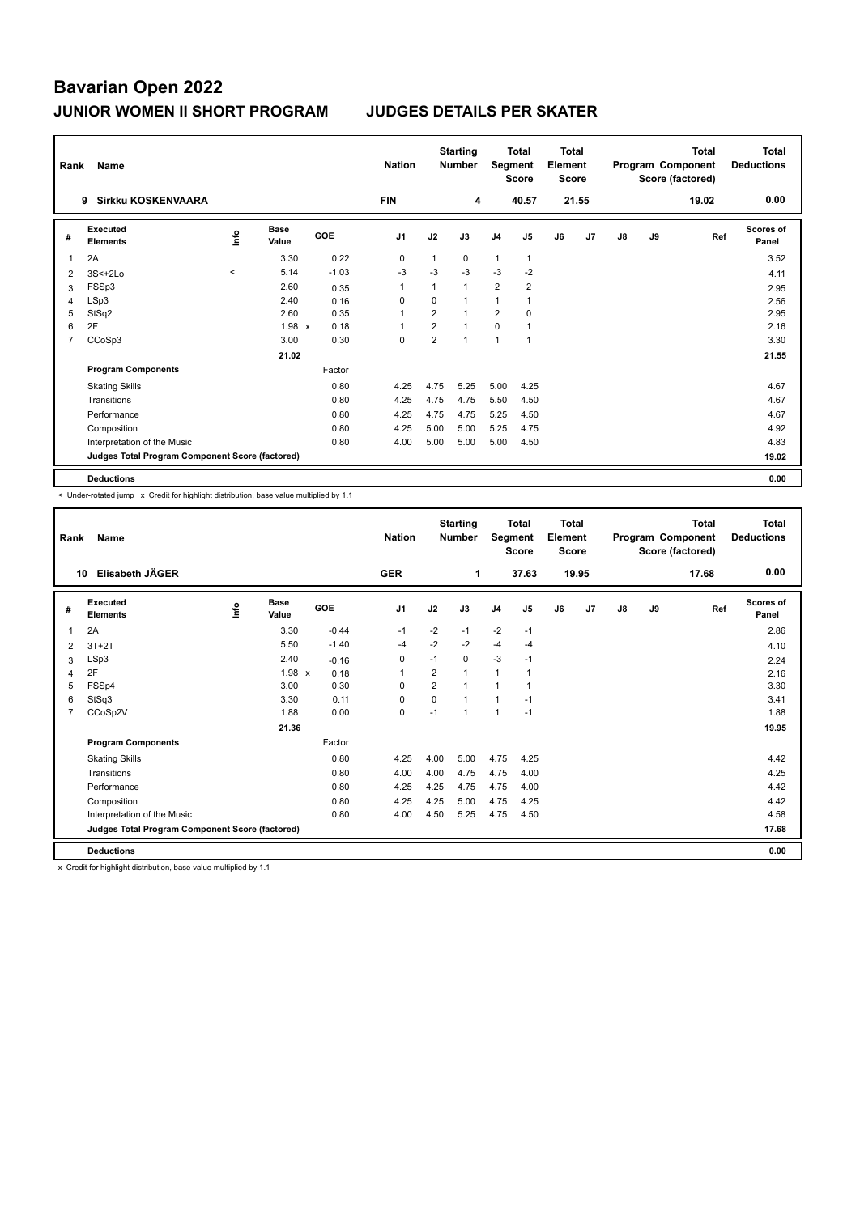# Bavarian Open 2022

## JUNIOR WOMEN II SHORT PROGRAM — JUDGES DETAILS PER SKATER

| Rank | Name | Nation | Starting Number | Total Segment Score | Total Element Score | Total Program Component Score (factored) | Total Deductions |
|---|---|---|---|---|---|---|---|
| 9 | Sirkku KOSKENVAARA | FIN | 4 | 40.57 | 21.55 | 19.02 | 0.00 |

| # | Executed Elements | Info | Base Value | | GOE | J1 | J2 | J3 | J4 | J5 | J6 | J7 | J8 | J9 | Ref | Scores of Panel |
|---|---|---|---|---|---|---|---|---|---|---|---|---|---|---|---|---|
| 1 | 2A | | 3.30 | | 0.22 | 0 | 1 | 0 | 1 | 1 | | | | | | 3.52 |
| 2 | 3S<+2Lo | < | 5.14 | | -1.03 | -3 | -3 | -3 | -3 | -2 | | | | | | 4.11 |
| 3 | FSSp3 | | 2.60 | | 0.35 | 1 | 1 | 1 | 2 | 2 | | | | | | 2.95 |
| 4 | LSp3 | | 2.40 | | 0.16 | 0 | 0 | 1 | 1 | 1 | | | | | | 2.56 |
| 5 | StSq2 | | 2.60 | | 0.35 | 1 | 2 | 1 | 2 | 0 | | | | | | 2.95 |
| 6 | 2F | | 1.98 | x | 0.18 | 1 | 2 | 1 | 0 | 1 | | | | | | 2.16 |
| 7 | CCoSp3 | | 3.00 | | 0.30 | 0 | 2 | 1 | 1 | 1 | | | | | | 3.30 |
| | | | 21.02 | | | | | | | | | | | | | 21.55 |
| | **Program Components** | | | | Factor | | | | | | | | | | | |
| | Skating Skills | | | | 0.80 | 4.25 | 4.75 | 5.25 | 5.00 | 4.25 | | | | | | 4.67 |
| | Transitions | | | | 0.80 | 4.25 | 4.75 | 4.75 | 5.50 | 4.50 | | | | | | 4.67 |
| | Performance | | | | 0.80 | 4.25 | 4.75 | 4.75 | 5.25 | 4.50 | | | | | | 4.67 |
| | Composition | | | | 0.80 | 4.25 | 5.00 | 5.00 | 5.25 | 4.75 | | | | | | 4.92 |
| | Interpretation of the Music | | | | 0.80 | 4.00 | 5.00 | 5.00 | 5.00 | 4.50 | | | | | | 4.83 |
| | **Judges Total Program Component Score (factored)** | | | | | | | | | | | | | | | 19.02 |
| | **Deductions** | | | | | | | | | | | | | | | 0.00 |

< Under-rotated jump x Credit for highlight distribution, base value multiplied by 1.1

| Rank | Name | Nation | Starting Number | Total Segment Score | Total Element Score | Total Program Component Score (factored) | Total Deductions |
|---|---|---|---|---|---|---|---|
| 10 | Elisabeth JÄGER | GER | 1 | 37.63 | 19.95 | 17.68 | 0.00 |

| # | Executed Elements | Info | Base Value | | GOE | J1 | J2 | J3 | J4 | J5 | J6 | J7 | J8 | J9 | Ref | Scores of Panel |
|---|---|---|---|---|---|---|---|---|---|---|---|---|---|---|---|---|
| 1 | 2A | | 3.30 | | -0.44 | -1 | -2 | -1 | -2 | -1 | | | | | | 2.86 |
| 2 | 3T+2T | | 5.50 | | -1.40 | -4 | -2 | -2 | -4 | -4 | | | | | | 4.10 |
| 3 | LSp3 | | 2.40 | | -0.16 | 0 | -1 | 0 | -3 | -1 | | | | | | 2.24 |
| 4 | 2F | | 1.98 | x | 0.18 | 1 | 2 | 1 | 1 | 1 | | | | | | 2.16 |
| 5 | FSSp4 | | 3.00 | | 0.30 | 0 | 2 | 1 | 1 | 1 | | | | | | 3.30 |
| 6 | StSq3 | | 3.30 | | 0.11 | 0 | 0 | 1 | 1 | -1 | | | | | | 3.41 |
| 7 | CCoSp2V | | 1.88 | | 0.00 | 0 | -1 | 1 | 1 | -1 | | | | | | 1.88 |
| | | | 21.36 | | | | | | | | | | | | | 19.95 |
| | **Program Components** | | | | Factor | | | | | | | | | | | |
| | Skating Skills | | | | 0.80 | 4.25 | 4.00 | 5.00 | 4.75 | 4.25 | | | | | | 4.42 |
| | Transitions | | | | 0.80 | 4.00 | 4.00 | 4.75 | 4.75 | 4.00 | | | | | | 4.25 |
| | Performance | | | | 0.80 | 4.25 | 4.25 | 4.75 | 4.75 | 4.00 | | | | | | 4.42 |
| | Composition | | | | 0.80 | 4.25 | 4.25 | 5.00 | 4.75 | 4.25 | | | | | | 4.42 |
| | Interpretation of the Music | | | | 0.80 | 4.00 | 4.50 | 5.25 | 4.75 | 4.50 | | | | | | 4.58 |
| | **Judges Total Program Component Score (factored)** | | | | | | | | | | | | | | | 17.68 |
| | **Deductions** | | | | | | | | | | | | | | | 0.00 |

x Credit for highlight distribution, base value multiplied by 1.1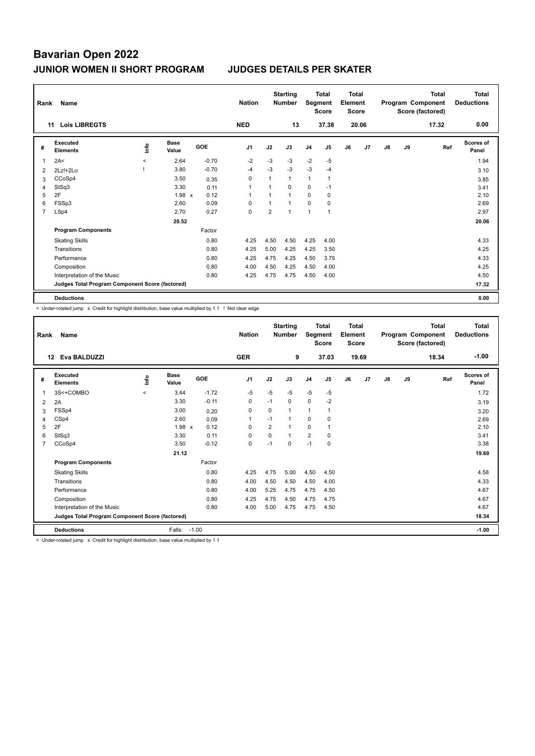# Bavarian Open 2022

## JUNIOR WOMEN II SHORT PROGRAM — JUDGES DETAILS PER SKATER

| Rank | Name | Nation | Starting Number | Total Segment Score | Total Element Score | Total Program Component Score (factored) | Total Deductions |
|---|---|---|---|---|---|---|---|
| 11 | Lois LIBREGTS | NED | 13 | 37.38 | 20.06 | 17.32 | 0.00 |

| # | Executed Elements | Info | Base Value | GOE | J1 | J2 | J3 | J4 | J5 | J6 | J7 | J8 | J9 | Ref | Scores of Panel |
|---|---|---|---|---|---|---|---|---|---|---|---|---|---|---|---|
| 1 | 2A< | < | 2.64 | -0.70 | -2 | -3 | -3 | -2 | -5 | | | | | | 1.94 |
| 2 | 2Lz!+2Lo | ! | 3.80 | -0.70 | -4 | -3 | -3 | -3 | -4 | | | | | | 3.10 |
| 3 | CCoSp4 | | 3.50 | 0.35 | 0 | 1 | 1 | 1 | 1 | | | | | | 3.85 |
| 4 | StSq3 | | 3.30 | 0.11 | 1 | 1 | 0 | 0 | -1 | | | | | | 3.41 |
| 5 | 2F | | 1.98 x | 0.12 | 1 | 1 | 1 | 0 | 0 | | | | | | 2.10 |
| 6 | FSSp3 | | 2.60 | 0.09 | 0 | 1 | 1 | 0 | 0 | | | | | | 2.69 |
| 7 | LSp4 | | 2.70 | 0.27 | 0 | 2 | 1 | 1 | 1 | | | | | | 2.97 |
| | | | 20.52 | | | | | | | | | | | | 20.06 |
| | **Program Components** | | | Factor | | | | | | | | | | | |
| | Skating Skills | | | 0.80 | 4.25 | 4.50 | 4.50 | 4.25 | 4.00 | | | | | | 4.33 |
| | Transitions | | | 0.80 | 4.25 | 5.00 | 4.25 | 4.25 | 3.50 | | | | | | 4.25 |
| | Performance | | | 0.80 | 4.25 | 4.75 | 4.25 | 4.50 | 3.75 | | | | | | 4.33 |
| | Composition | | | 0.80 | 4.00 | 4.50 | 4.25 | 4.50 | 4.00 | | | | | | 4.25 |
| | Interpretation of the Music | | | 0.80 | 4.25 | 4.75 | 4.75 | 4.50 | 4.00 | | | | | | 4.50 |
| | **Judges Total Program Component Score (factored)** | | | | | | | | | | | | | | 17.32 |
| | **Deductions** | | | | | | | | | | | | | | 0.00 |

< Under-rotated jump x Credit for highlight distribution, base value multiplied by 1.1 ! Not clear edge

| Rank | Name | Nation | Starting Number | Total Segment Score | Total Element Score | Total Program Component Score (factored) | Total Deductions |
|---|---|---|---|---|---|---|---|
| 12 | Eva BALDUZZI | GER | 9 | 37.03 | 19.69 | 18.34 | -1.00 |

| # | Executed Elements | Info | Base Value | GOE | J1 | J2 | J3 | J4 | J5 | J6 | J7 | J8 | J9 | Ref | Scores of Panel |
|---|---|---|---|---|---|---|---|---|---|---|---|---|---|---|---|
| 1 | 3S<+COMBO | < | 3.44 | -1.72 | -5 | -5 | -5 | -5 | -5 | | | | | | 1.72 |
| 2 | 2A | | 3.30 | -0.11 | 0 | -1 | 0 | 0 | -2 | | | | | | 3.19 |
| 3 | FSSp4 | | 3.00 | 0.20 | 0 | 0 | 1 | 1 | 1 | | | | | | 3.20 |
| 4 | CSp4 | | 2.60 | 0.09 | 1 | -1 | 1 | 0 | 0 | | | | | | 2.69 |
| 5 | 2F | | 1.98 x | 0.12 | 0 | 2 | 1 | 0 | 1 | | | | | | 2.10 |
| 6 | StSq3 | | 3.30 | 0.11 | 0 | 0 | 1 | 2 | 0 | | | | | | 3.41 |
| 7 | CCoSp4 | | 3.50 | -0.12 | 0 | -1 | 0 | -1 | 0 | | | | | | 3.38 |
| | | | 21.12 | | | | | | | | | | | | 19.69 |
| | **Program Components** | | | Factor | | | | | | | | | | | |
| | Skating Skills | | | 0.80 | 4.25 | 4.75 | 5.00 | 4.50 | 4.50 | | | | | | 4.58 |
| | Transitions | | | 0.80 | 4.00 | 4.50 | 4.50 | 4.50 | 4.00 | | | | | | 4.33 |
| | Performance | | | 0.80 | 4.00 | 5.25 | 4.75 | 4.75 | 4.50 | | | | | | 4.67 |
| | Composition | | | 0.80 | 4.25 | 4.75 | 4.50 | 4.75 | 4.75 | | | | | | 4.67 |
| | Interpretation of the Music | | | 0.80 | 4.00 | 5.00 | 4.75 | 4.75 | 4.50 | | | | | | 4.67 |
| | **Judges Total Program Component Score (factored)** | | | | | | | | | | | | | | 18.34 |
| | **Deductions** | | Falls: -1.00 | | | | | | | | | | | | -1.00 |

< Under-rotated jump x Credit for highlight distribution, base value multiplied by 1.1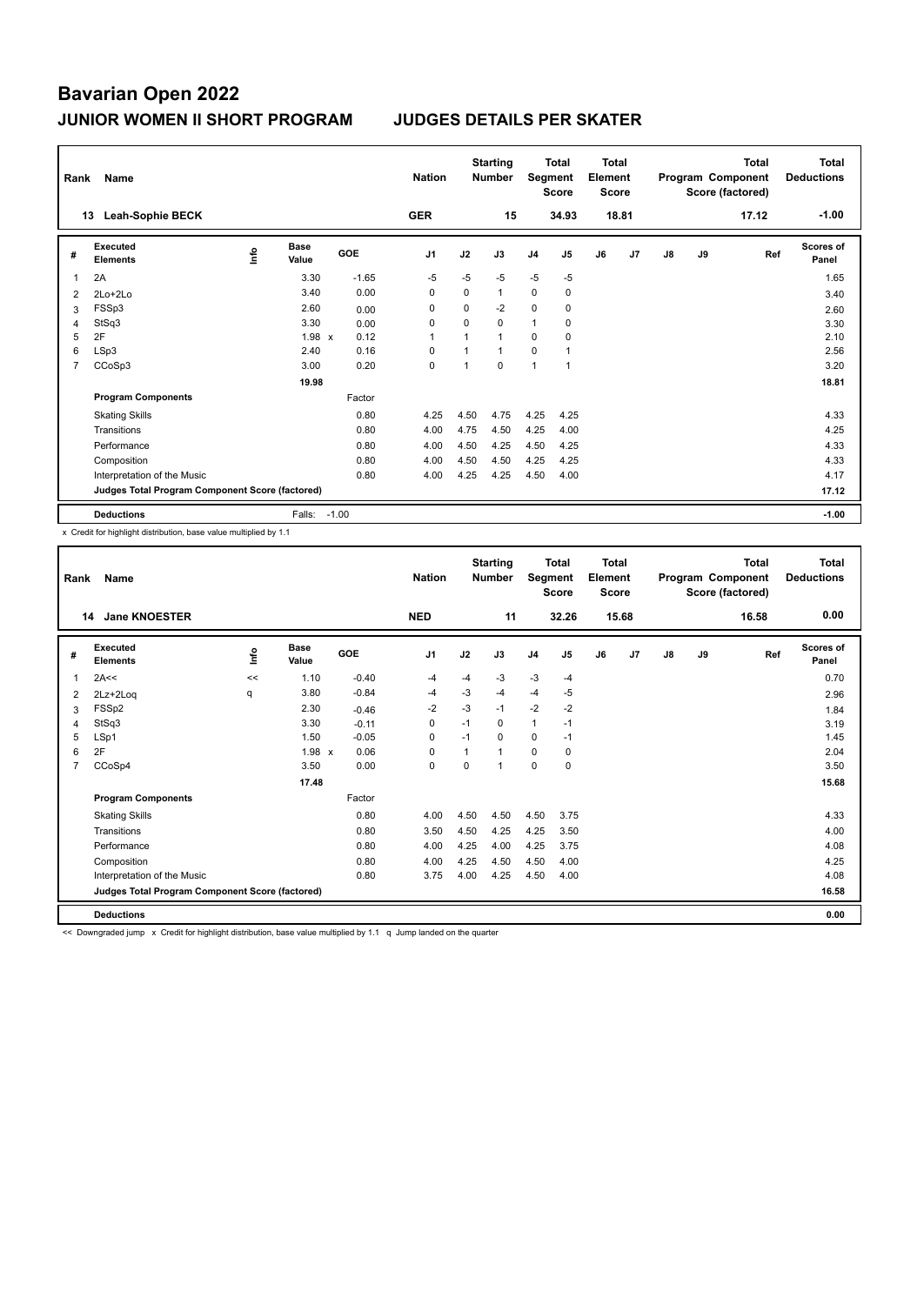# Bavarian Open 2022

## JUNIOR WOMEN II SHORT PROGRAM — JUDGES DETAILS PER SKATER

| Rank | Name | Nation | Starting Number | Total Segment Score | Total Element Score | Total Program Component Score (factored) | Total Deductions |
|---|---|---|---|---|---|---|---|
| 13 | Leah-Sophie BECK | GER | 15 | 34.93 | 18.81 | 17.12 | -1.00 |

| # | Executed Elements | Info | Base Value | | GOE | J1 | J2 | J3 | J4 | J5 | J6 | J7 | J8 | J9 | Ref | Scores of Panel |
|---|---|---|---|---|---|---|---|---|---|---|---|---|---|---|---|---|
| 1 | 2A | | 3.30 | | -1.65 | -5 | -5 | -5 | -5 | -5 | | | | | | 1.65 |
| 2 | 2Lo+2Lo | | 3.40 | | 0.00 | 0 | 0 | 1 | 0 | 0 | | | | | | 3.40 |
| 3 | FSSp3 | | 2.60 | | 0.00 | 0 | 0 | -2 | 0 | 0 | | | | | | 2.60 |
| 4 | StSq3 | | 3.30 | | 0.00 | 0 | 0 | 0 | 1 | 0 | | | | | | 3.30 |
| 5 | 2F | | 1.98 | x | 0.12 | 1 | 1 | 1 | 0 | 0 | | | | | | 2.10 |
| 6 | LSp3 | | 2.40 | | 0.16 | 0 | 1 | 1 | 0 | 1 | | | | | | 2.56 |
| 7 | CCoSp3 | | 3.00 | | 0.20 | 0 | 1 | 0 | 1 | 1 | | | | | | 3.20 |
| | | | 19.98 | | | | | | | | | | | | | 18.81 |
| | **Program Components** | | | | Factor | | | | | | | | | | | |
| | Skating Skills | | | | 0.80 | 4.25 | 4.50 | 4.75 | 4.25 | 4.25 | | | | | | 4.33 |
| | Transitions | | | | 0.80 | 4.00 | 4.75 | 4.50 | 4.25 | 4.00 | | | | | | 4.25 |
| | Performance | | | | 0.80 | 4.00 | 4.50 | 4.25 | 4.50 | 4.25 | | | | | | 4.33 |
| | Composition | | | | 0.80 | 4.00 | 4.50 | 4.50 | 4.25 | 4.25 | | | | | | 4.33 |
| | Interpretation of the Music | | | | 0.80 | 4.00 | 4.25 | 4.25 | 4.50 | 4.00 | | | | | | 4.17 |
| | **Judges Total Program Component Score (factored)** | | | | | | | | | | | | | | | 17.12 |
| | **Deductions** | | Falls: | | -1.00 | | | | | | | | | | | -1.00 |

x Credit for highlight distribution, base value multiplied by 1.1

| Rank | Name | Nation | Starting Number | Total Segment Score | Total Element Score | Total Program Component Score (factored) | Total Deductions |
|---|---|---|---|---|---|---|---|
| 14 | Jane KNOESTER | NED | 11 | 32.26 | 15.68 | 16.58 | 0.00 |

| # | Executed Elements | Info | Base Value | | GOE | J1 | J2 | J3 | J4 | J5 | J6 | J7 | J8 | J9 | Ref | Scores of Panel |
|---|---|---|---|---|---|---|---|---|---|---|---|---|---|---|---|---|
| 1 | 2A<< | << | 1.10 | | -0.40 | -4 | -4 | -3 | -3 | -4 | | | | | | 0.70 |
| 2 | 2Lz+2Loq | q | 3.80 | | -0.84 | -4 | -3 | -4 | -4 | -5 | | | | | | 2.96 |
| 3 | FSSp2 | | 2.30 | | -0.46 | -2 | -3 | -1 | -2 | -2 | | | | | | 1.84 |
| 4 | StSq3 | | 3.30 | | -0.11 | 0 | -1 | 0 | 1 | -1 | | | | | | 3.19 |
| 5 | LSp1 | | 1.50 | | -0.05 | 0 | -1 | 0 | 0 | -1 | | | | | | 1.45 |
| 6 | 2F | | 1.98 | x | 0.06 | 0 | 1 | 1 | 0 | 0 | | | | | | 2.04 |
| 7 | CCoSp4 | | 3.50 | | 0.00 | 0 | 0 | 1 | 0 | 0 | | | | | | 3.50 |
| | | | 17.48 | | | | | | | | | | | | | 15.68 |
| | **Program Components** | | | | Factor | | | | | | | | | | | |
| | Skating Skills | | | | 0.80 | 4.00 | 4.50 | 4.50 | 4.50 | 3.75 | | | | | | 4.33 |
| | Transitions | | | | 0.80 | 3.50 | 4.50 | 4.25 | 4.25 | 3.50 | | | | | | 4.00 |
| | Performance | | | | 0.80 | 4.00 | 4.25 | 4.00 | 4.25 | 3.75 | | | | | | 4.08 |
| | Composition | | | | 0.80 | 4.00 | 4.25 | 4.50 | 4.50 | 4.00 | | | | | | 4.25 |
| | Interpretation of the Music | | | | 0.80 | 3.75 | 4.00 | 4.25 | 4.50 | 4.00 | | | | | | 4.08 |
| | **Judges Total Program Component Score (factored)** | | | | | | | | | | | | | | | 16.58 |
| | **Deductions** | | | | | | | | | | | | | | | 0.00 |

<< Downgraded jump x Credit for highlight distribution, base value multiplied by 1.1 q Jump landed on the quarter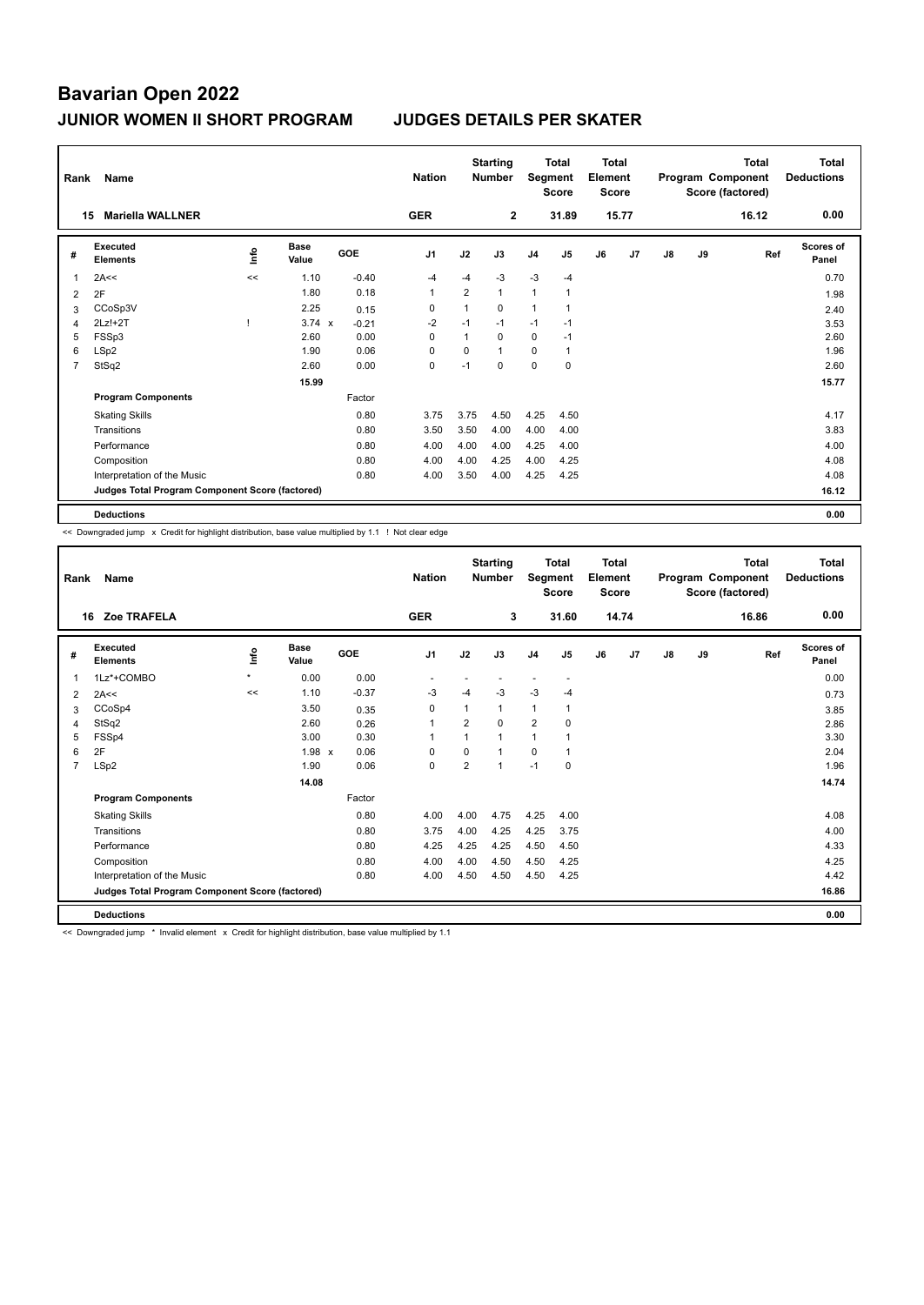# Bavarian Open 2022

## JUNIOR WOMEN II SHORT PROGRAM JUDGES DETAILS PER SKATER

| Rank | Name | Nation | Starting Number | Total Segment Score | Total Element Score | Total Program Component Score (factored) | Total Deductions |
|---|---|---|---|---|---|---|---|
| 15 | Mariella WALLNER | GER | 2 | 31.89 | 15.77 | 16.12 | 0.00 |

| # | Executed Elements | Info | Base Value | GOE | J1 | J2 | J3 | J4 | J5 | J6 | J7 | J8 | J9 | Ref | Scores of Panel |
|---|---|---|---|---|---|---|---|---|---|---|---|---|---|---|---|
| 1 | 2A<< | << | 1.10 | -0.40 | -4 | -4 | -3 | -3 | -4 | | | | | | 0.70 |
| 2 | 2F | | 1.80 | 0.18 | 1 | 2 | 1 | 1 | 1 | | | | | | 1.98 |
| 3 | CCoSp3V | | 2.25 | 0.15 | 0 | 1 | 0 | 1 | 1 | | | | | | 2.40 |
| 4 | 2Lz!+2T | ! | 3.74 x | -0.21 | -2 | -1 | -1 | -1 | -1 | | | | | | 3.53 |
| 5 | FSSp3 | | 2.60 | 0.00 | 0 | 1 | 0 | 0 | -1 | | | | | | 2.60 |
| 6 | LSp2 | | 1.90 | 0.06 | 0 | 0 | 1 | 0 | 1 | | | | | | 1.96 |
| 7 | StSq2 | | 2.60 | 0.00 | 0 | -1 | 0 | 0 | 0 | | | | | | 2.60 |
| | | | 15.99 | | | | | | | | | | | | 15.77 |
| | **Program Components** | | | Factor | | | | | | | | | | | |
| | Skating Skills | | | 0.80 | 3.75 | 3.75 | 4.50 | 4.25 | 4.50 | | | | | | 4.17 |
| | Transitions | | | 0.80 | 3.50 | 3.50 | 4.00 | 4.00 | 4.00 | | | | | | 3.83 |
| | Performance | | | 0.80 | 4.00 | 4.00 | 4.00 | 4.25 | 4.00 | | | | | | 4.00 |
| | Composition | | | 0.80 | 4.00 | 4.00 | 4.25 | 4.00 | 4.25 | | | | | | 4.08 |
| | Interpretation of the Music | | | 0.80 | 4.00 | 3.50 | 4.00 | 4.25 | 4.25 | | | | | | 4.08 |
| | **Judges Total Program Component Score (factored)** | | | | | | | | | | | | | | 16.12 |
| | **Deductions** | | | | | | | | | | | | | | 0.00 |

<< Downgraded jump x Credit for highlight distribution, base value multiplied by 1.1 ! Not clear edge

| Rank | Name | Nation | Starting Number | Total Segment Score | Total Element Score | Total Program Component Score (factored) | Total Deductions |
|---|---|---|---|---|---|---|---|
| 16 | Zoe TRAFELA | GER | 3 | 31.60 | 14.74 | 16.86 | 0.00 |

| # | Executed Elements | Info | Base Value | GOE | J1 | J2 | J3 | J4 | J5 | J6 | J7 | J8 | J9 | Ref | Scores of Panel |
|---|---|---|---|---|---|---|---|---|---|---|---|---|---|---|---|
| 1 | 1Lz*+COMBO | * | 0.00 | 0.00 | - | - | - | - | - | | | | | | 0.00 |
| 2 | 2A<< | << | 1.10 | -0.37 | -3 | -4 | -3 | -3 | -4 | | | | | | 0.73 |
| 3 | CCoSp4 | | 3.50 | 0.35 | 0 | 1 | 1 | 1 | 1 | | | | | | 3.85 |
| 4 | StSq2 | | 2.60 | 0.26 | 1 | 2 | 0 | 2 | 0 | | | | | | 2.86 |
| 5 | FSSp4 | | 3.00 | 0.30 | 1 | 1 | 1 | 1 | 1 | | | | | | 3.30 |
| 6 | 2F | | 1.98 x | 0.06 | 0 | 0 | 1 | 0 | 1 | | | | | | 2.04 |
| 7 | LSp2 | | 1.90 | 0.06 | 0 | 2 | 1 | -1 | 0 | | | | | | 1.96 |
| | | | 14.08 | | | | | | | | | | | | 14.74 |
| | **Program Components** | | | Factor | | | | | | | | | | | |
| | Skating Skills | | | 0.80 | 4.00 | 4.00 | 4.75 | 4.25 | 4.00 | | | | | | 4.08 |
| | Transitions | | | 0.80 | 3.75 | 4.00 | 4.25 | 4.25 | 3.75 | | | | | | 4.00 |
| | Performance | | | 0.80 | 4.25 | 4.25 | 4.25 | 4.50 | 4.50 | | | | | | 4.33 |
| | Composition | | | 0.80 | 4.00 | 4.00 | 4.50 | 4.50 | 4.25 | | | | | | 4.25 |
| | Interpretation of the Music | | | 0.80 | 4.00 | 4.50 | 4.50 | 4.50 | 4.25 | | | | | | 4.42 |
| | **Judges Total Program Component Score (factored)** | | | | | | | | | | | | | | 16.86 |
| | **Deductions** | | | | | | | | | | | | | | 0.00 |

<< Downgraded jump * Invalid element x Credit for highlight distribution, base value multiplied by 1.1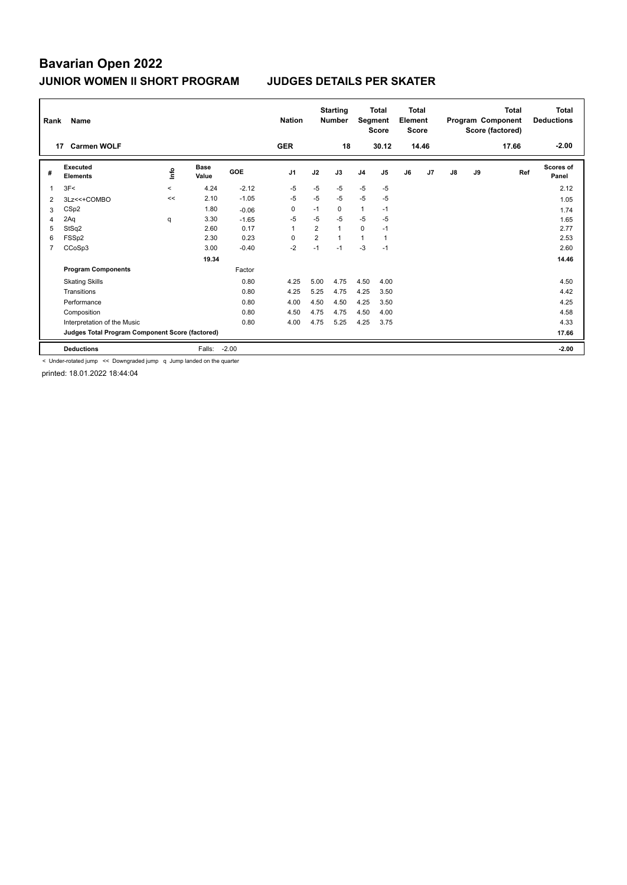# Bavarian Open 2022

## JUNIOR WOMEN II SHORT PROGRAM JUDGES DETAILS PER SKATER

| Rank | Name | Nation | Starting Number | Total Segment Score | Total Element Score | Total Program Component Score (factored) | Total Deductions |
|---|---|---|---|---|---|---|---|
| 17 | Carmen WOLF | GER | 18 | 30.12 | 14.46 | 17.66 | -2.00 |

| # | Executed Elements | Info | Base Value | GOE | J1 | J2 | J3 | J4 | J5 | J6 | J7 | J8 | J9 | Ref | Scores of Panel |
|---|---|---|---|---|---|---|---|---|---|---|---|---|---|---|---|
| 1 | 3F< | < | 4.24 | -2.12 | -5 | -5 | -5 | -5 | -5 | | | | | | 2.12 |
| 2 | 3Lz<<+COMBO | << | 2.10 | -1.05 | -5 | -5 | -5 | -5 | -5 | | | | | | 1.05 |
| 3 | CSp2 | | 1.80 | -0.06 | 0 | -1 | 0 | 1 | -1 | | | | | | 1.74 |
| 4 | 2Aq | q | 3.30 | -1.65 | -5 | -5 | -5 | -5 | -5 | | | | | | 1.65 |
| 5 | StSq2 | | 2.60 | 0.17 | 1 | 2 | 1 | 0 | -1 | | | | | | 2.77 |
| 6 | FSSp2 | | 2.30 | 0.23 | 0 | 2 | 1 | 1 | 1 | | | | | | 2.53 |
| 7 | CCoSp3 | | 3.00 | -0.40 | -2 | -1 | -1 | -3 | -1 | | | | | | 2.60 |
| | | | 19.34 | | | | | | | | | | | | 14.46 |
| | **Program Components** | | | Factor | | | | | | | | | | | |
| | Skating Skills | | | 0.80 | 4.25 | 5.00 | 4.75 | 4.50 | 4.00 | | | | | | 4.50 |
| | Transitions | | | 0.80 | 4.25 | 5.25 | 4.75 | 4.25 | 3.50 | | | | | | 4.42 |
| | Performance | | | 0.80 | 4.00 | 4.50 | 4.50 | 4.25 | 3.50 | | | | | | 4.25 |
| | Composition | | | 0.80 | 4.50 | 4.75 | 4.75 | 4.50 | 4.00 | | | | | | 4.58 |
| | Interpretation of the Music | | | 0.80 | 4.00 | 4.75 | 5.25 | 4.25 | 3.75 | | | | | | 4.33 |
| | **Judges Total Program Component Score (factored)** | | | | | | | | | | | | | | 17.66 |
| | **Deductions** | | Falls: | -2.00 | | | | | | | | | | | -2.00 |

< Under-rotated jump << Downgraded jump q Jump landed on the quarter

printed: 18.01.2022 18:44:04